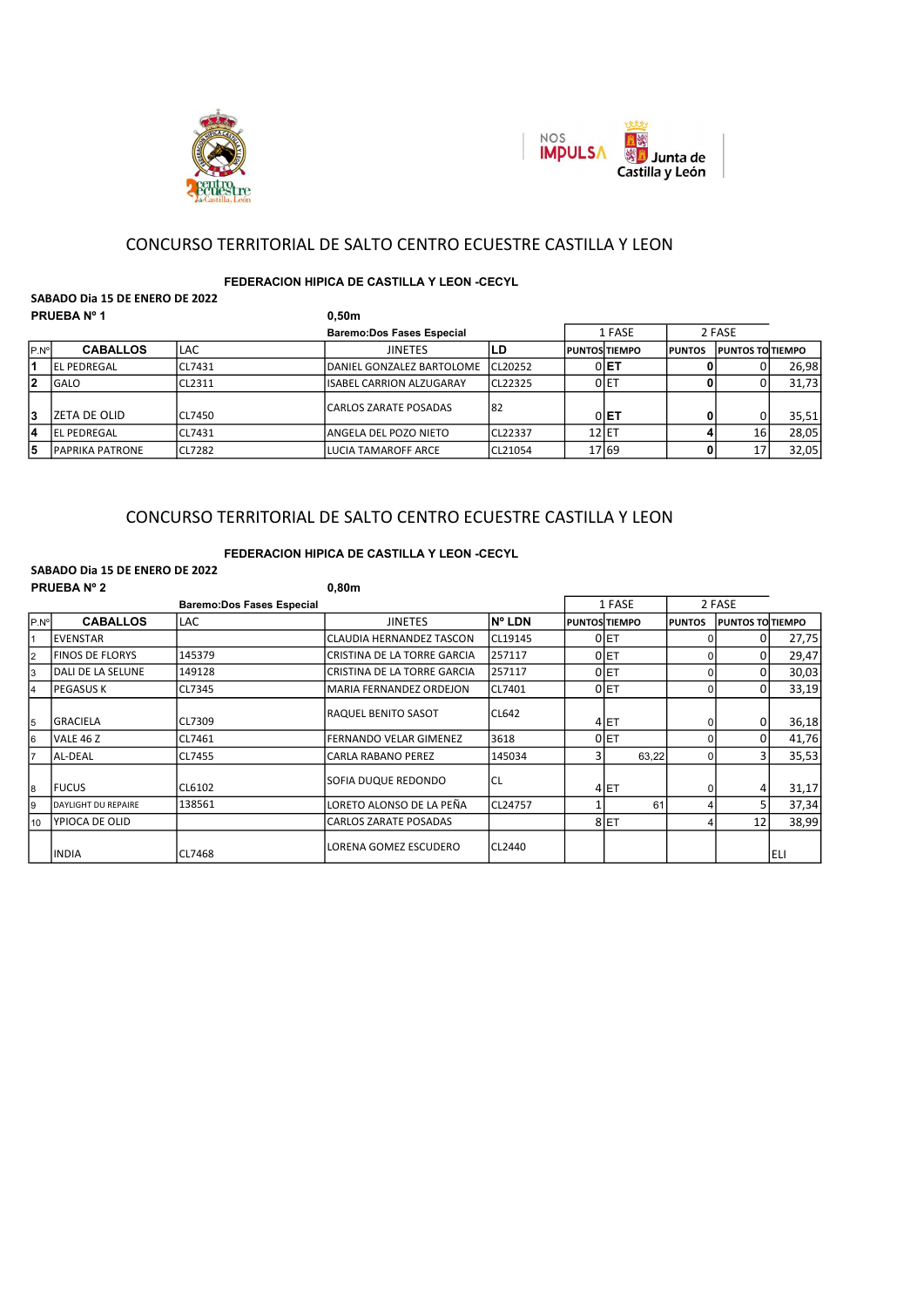# CONCURSO TERRITORIAL DE SALTO CENTRO ECUESTRE CASTILLA Y LEON

**FEDERACION HIPICA DE CASTILLA Y LEON -CECYL**

**SABADO Dia 15 DE ENERO DE 2022**

**PRUEBA Nº 1** **0,50m**

**Baremo:Dos Fases Especial**

| P.Nº | CABALLOS | LAC | JINETES | LD | 1 FASE | | 2 FASE | | |
|---|---|---|---|---|---|---|---|---|---|
| | | | | | PUNTOS | TIEMPO | PUNTOS | PUNTOS TO | TIEMPO |
| 1 | EL PEDREGAL | CL7431 | DANIEL GONZALEZ BARTOLOME | CL20252 | 0 | ET | 0 | 0 | 26,98 |
| 2 | GALO | CL2311 | ISABEL CARRION ALZUGARAY | CL22325 | 0 | ET | 0 | 0 | 31,73 |
| 3 | ZETA DE OLID | CL7450 | CARLOS ZARATE POSADAS | 82 | 0 | ET | 0 | 0 | 35,51 |
| 4 | EL PEDREGAL | CL7431 | ANGELA DEL POZO NIETO | CL22337 | 12 | ET | 4 | 16 | 28,05 |
| 5 | PAPRIKA PATRONE | CL7282 | LUCIA TAMAROFF ARCE | CL21054 | 17 | 69 | 0 | 17 | 32,05 |

# CONCURSO TERRITORIAL DE SALTO CENTRO ECUESTRE CASTILLA Y LEON

**FEDERACION HIPICA DE CASTILLA Y LEON -CECYL**

**SABADO Dia 15 DE ENERO DE 2022**

**PRUEBA Nº 2** **0,80m**

**Baremo:Dos Fases Especial**

| P.Nº | CABALLOS | LAC | JINETES | Nº LDN | 1 FASE | | 2 FASE | | |
|---|---|---|---|---|---|---|---|---|---|
| | | | | | PUNTOS | TIEMPO | PUNTOS | PUNTOS TO | TIEMPO |
| 1 | EVENSTAR | | CLAUDIA HERNANDEZ TASCON | CL19145 | 0 | ET | 0 | 0 | 27,75 |
| 2 | FINOS DE FLORYS | 145379 | CRISTINA DE LA TORRE GARCIA | 257117 | 0 | ET | 0 | 0 | 29,47 |
| 3 | DALI DE LA SELUNE | 149128 | CRISTINA DE LA TORRE GARCIA | 257117 | 0 | ET | 0 | 0 | 30,03 |
| 4 | PEGASUS K | CL7345 | MARIA FERNANDEZ ORDEJON | CL7401 | 0 | ET | 0 | 0 | 33,19 |
| 5 | GRACIELA | CL7309 | RAQUEL BENITO SASOT | CL642 | 4 | ET | 0 | 0 | 36,18 |
| 6 | VALE 46 Z | CL7461 | FERNANDO VELAR GIMENEZ | 3618 | 0 | ET | 0 | 0 | 41,76 |
| 7 | AL-DEAL | CL7455 | CARLA RABANO PEREZ | 145034 | 3 | 63,22 | 0 | 3 | 35,53 |
| 8 | FUCUS | CL6102 | SOFIA DUQUE REDONDO | CL | 4 | ET | 0 | 4 | 31,17 |
| 9 | DAYLIGHT DU REPAIRE | 138561 | LORETO ALONSO DE LA PEÑA | CL24757 | 1 | 61 | 4 | 5 | 37,34 |
| 10 | YPIOCA DE OLID | | CARLOS ZARATE POSADAS | | 8 | ET | 4 | 12 | 38,99 |
| | INDIA | CL7468 | LORENA GOMEZ ESCUDERO | CL2440 | | | | | ELI |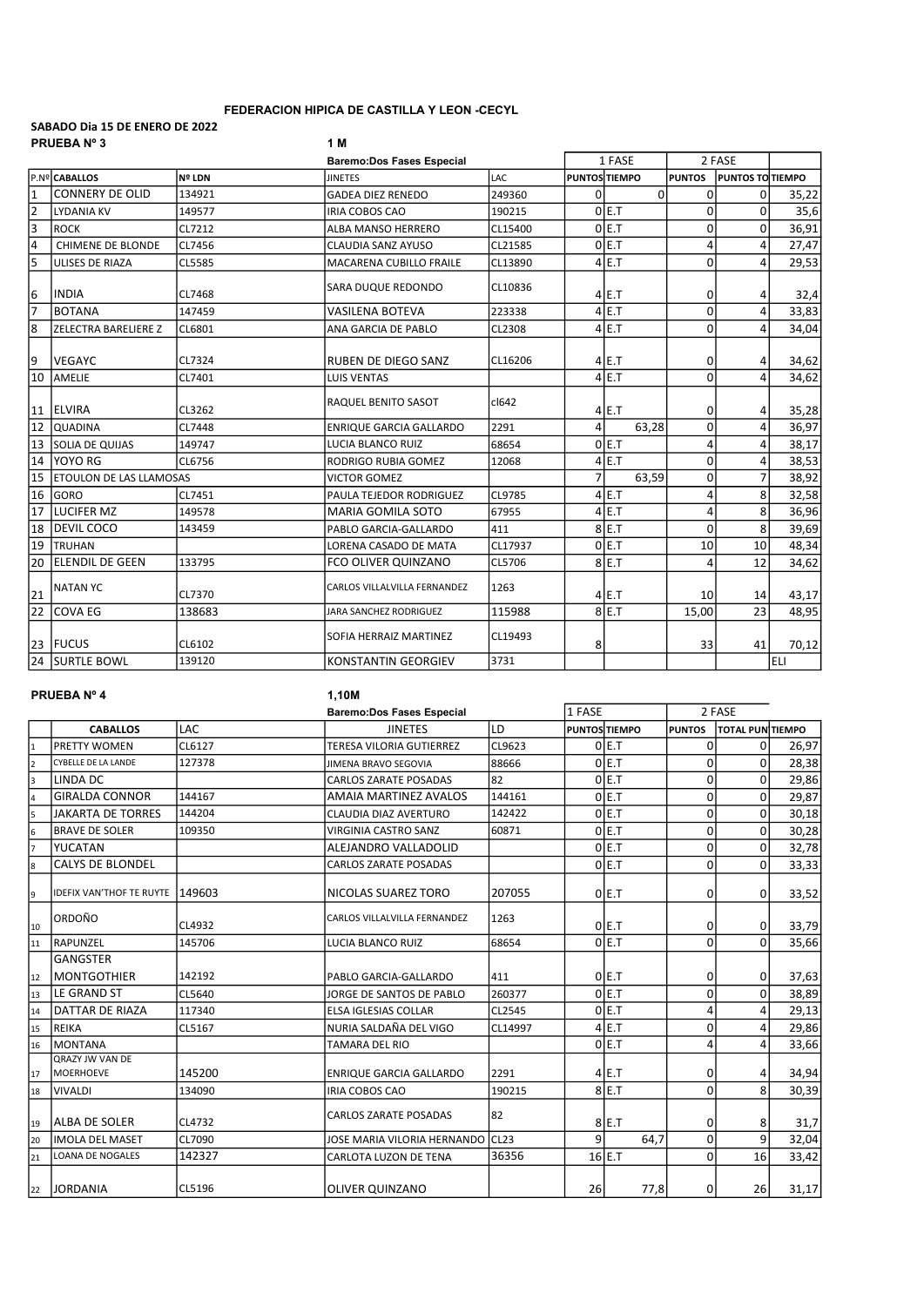**FEDERACION HIPICA DE CASTILLA Y LEON -CECYL**

**SABADO Dia 15 DE ENERO DE 2022**

**PRUEBA Nº 3** **1 M**

| | | | **Baremo:Dos Fases Especial** | | 1 FASE | | 2 FASE | | |
|---|---|---|---|---|---|---|---|---|---|
| **P.Nº** | **CABALLOS** | **Nº LDN** | **JINETES** | **LAC** | **PUNTOS** | **TIEMPO** | **PUNTOS** | **PUNTOS TO** | **TIEMPO** |
| 1 | CONNERY DE OLID | 134921 | GADEA DIEZ RENEDO | 249360 | 0 | 0 | 0 | 0 | 35,22 |
| 2 | LYDANIA KV | 149577 | IRIA COBOS CAO | 190215 | 0 | E.T | 0 | 0 | 35,6 |
| 3 | ROCK | CL7212 | ALBA MANSO HERRERO | CL15400 | 0 | E.T | 0 | 0 | 36,91 |
| 4 | CHIMENE DE BLONDE | CL7456 | CLAUDIA SANZ AYUSO | CL21585 | 0 | E.T | 4 | 4 | 27,47 |
| 5 | ULISES DE RIAZA | CL5585 | MACARENA CUBILLO FRAILE | CL13890 | 4 | E.T | 0 | 4 | 29,53 |
| 6 | INDIA | CL7468 | SARA DUQUE REDONDO | CL10836 | 4 | E.T | 0 | 4 | 32,4 |
| 7 | BOTANA | 147459 | VASILENA BOTEVA | 223338 | 4 | E.T | 0 | 4 | 33,83 |
| 8 | ZELECTRA BARELIERE Z | CL6801 | ANA GARCIA DE PABLO | CL2308 | 4 | E.T | 0 | 4 | 34,04 |
| 9 | VEGAYC | CL7324 | RUBEN DE DIEGO SANZ | CL16206 | 4 | E.T | 0 | 4 | 34,62 |
| 10 | AMELIE | CL7401 | LUIS VENTAS | | 4 | E.T | 0 | 4 | 34,62 |
| 11 | ELVIRA | CL3262 | RAQUEL BENITO SASOT | cl642 | 4 | E.T | 0 | 4 | 35,28 |
| 12 | QUADINA | CL7448 | ENRIQUE GARCIA GALLARDO | 2291 | 4 | 63,28 | 0 | 4 | 36,97 |
| 13 | SOLIA DE QUIJAS | 149747 | LUCIA BLANCO RUIZ | 68654 | 0 | E.T | 4 | 4 | 38,17 |
| 14 | YOYO RG | CL6756 | RODRIGO RUBIA GOMEZ | 12068 | 4 | E.T | 0 | 4 | 38,53 |
| 15 | ETOULON DE LAS LLAMOSAS | | VICTOR GOMEZ | | 7 | 63,59 | 0 | 7 | 38,92 |
| 16 | GORO | CL7451 | PAULA TEJEDOR RODRIGUEZ | CL9785 | 4 | E.T | 4 | 8 | 32,58 |
| 17 | LUCIFER MZ | 149578 | MARIA GOMILA SOTO | 67955 | 4 | E.T | 4 | 8 | 36,96 |
| 18 | DEVIL COCO | 143459 | PABLO GARCIA-GALLARDO | 411 | 8 | E.T | 0 | 8 | 39,69 |
| 19 | TRUHAN | | LORENA CASADO DE MATA | CL17937 | 0 | E.T | 10 | 10 | 48,34 |
| 20 | ELENDIL DE GEEN | 133795 | FCO OLIVER QUINZANO | CL5706 | 8 | E.T | 4 | 12 | 34,62 |
| 21 | NATAN YC | CL7370 | CARLOS VILLALVILLA FERNANDEZ | 1263 | 4 | E.T | 10 | 14 | 43,17 |
| 22 | COVA EG | 138683 | JARA SANCHEZ RODRIGUEZ | 115988 | 8 | E.T | 15,00 | 23 | 48,95 |
| 23 | FUCUS | CL6102 | SOFIA HERRAIZ MARTINEZ | CL19493 | 8 | | 33 | 41 | 70,12 |
| 24 | SURTLE BOWL | 139120 | KONSTANTIN GEORGIEV | 3731 | | | | | ELI |

**PRUEBA Nº 4** **1,10M**

| | | | **Baremo:Dos Fases Especial** | | 1 FASE | | 2 FASE | | |
|---|---|---|---|---|---|---|---|---|---|
| | **CABALLOS** | LAC | JINETES | LD | **PUNTOS** | **TIEMPO** | **PUNTOS** | **TOTAL PUN** | **TIEMPO** |
| 1 | PRETTY WOMEN | CL6127 | TERESA VILORIA GUTIERREZ | CL9623 | 0 | E.T | 0 | 0 | 26,97 |
| 2 | CYBELLE DE LA LANDE | 127378 | JIMENA BRAVO SEGOVIA | 88666 | 0 | E.T | 0 | 0 | 28,38 |
| 3 | LINDA DC | | CARLOS ZARATE POSADAS | 82 | 0 | E.T | 0 | 0 | 29,86 |
| 4 | GIRALDA CONNOR | 144167 | AMAIA MARTINEZ AVALOS | 144161 | 0 | E.T | 0 | 0 | 29,87 |
| 5 | JAKARTA DE TORRES | 144204 | CLAUDIA DIAZ AVERTURO | 142422 | 0 | E.T | 0 | 0 | 30,18 |
| 6 | BRAVE DE SOLER | 109350 | VIRGINIA CASTRO SANZ | 60871 | 0 | E.T | 0 | 0 | 30,28 |
| 7 | YUCATAN | | ALEJANDRO VALLADOLID | | 0 | E.T | 0 | 0 | 32,78 |
| 8 | CALYS DE BLONDEL | | CARLOS ZARATE POSADAS | | 0 | E.T | 0 | 0 | 33,33 |
| 9 | IDEFIX VAN'THOF TE RUYTE | 149603 | NICOLAS SUAREZ TORO | 207055 | 0 | E.T | 0 | 0 | 33,52 |
| 10 | ORDOÑO | CL4932 | CARLOS VILLALVILLA FERNANDEZ | 1263 | 0 | E.T | 0 | 0 | 33,79 |
| 11 | RAPUNZEL | 145706 | LUCIA BLANCO RUIZ | 68654 | 0 | E.T | 0 | 0 | 35,66 |
| 12 | GANGSTER MONTGOTHIER | 142192 | PABLO GARCIA-GALLARDO | 411 | 0 | E.T | 0 | 0 | 37,63 |
| 13 | LE GRAND ST | CL5640 | JORGE DE SANTOS DE PABLO | 260377 | 0 | E.T | 0 | 0 | 38,89 |
| 14 | DATTAR DE RIAZA | 117340 | ELSA IGLESIAS COLLAR | CL2545 | 0 | E.T | 4 | 4 | 29,13 |
| 15 | REIKA | CL5167 | NURIA SALDAÑA DEL VIGO | CL14997 | 4 | E.T | 0 | 4 | 29,86 |
| 16 | MONTANA | | TAMARA DEL RIO | | 0 | E.T | 4 | 4 | 33,66 |
| 17 | QRAZY JW VAN DE MOERHOEVE | 145200 | ENRIQUE GARCIA GALLARDO | 2291 | 4 | E.T | 0 | 4 | 34,94 |
| 18 | VIVALDI | 134090 | IRIA COBOS CAO | 190215 | 8 | E.T | 0 | 8 | 30,39 |
| 19 | ALBA DE SOLER | CL4732 | CARLOS ZARATE POSADAS | 82 | 8 | E.T | 0 | 8 | 31,7 |
| 20 | IMOLA DEL MASET | CL7090 | JOSE MARIA VILORIA HERNANDO | CL23 | 9 | 64,7 | 0 | 9 | 32,04 |
| 21 | LOANA DE NOGALES | 142327 | CARLOTA LUZON DE TENA | 36356 | 16 | E.T | 0 | 16 | 33,42 |
| 22 | JORDANIA | CL5196 | OLIVER QUINZANO | | 26 | 77,8 | 0 | 26 | 31,17 |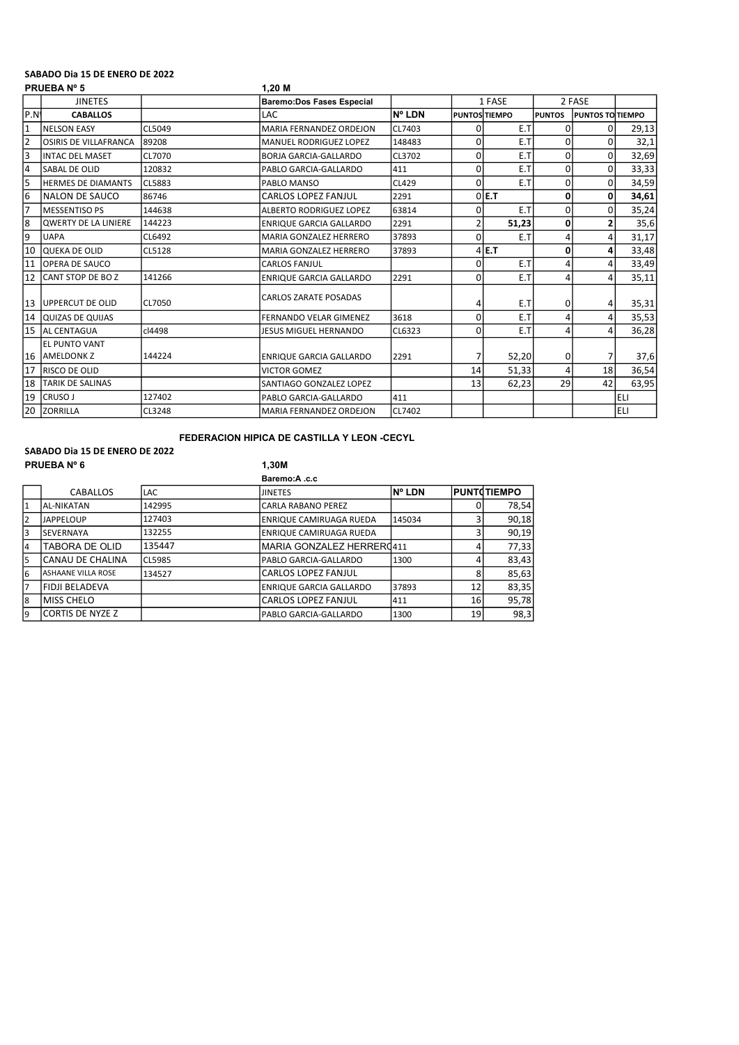**SABADO Dia 15 DE ENERO DE 2022**

**PRUEBA Nº 5** **1,20 M**

| JINETES | | **Baremo:Dos Fases Especial** | | 1 FASE | | 2 FASE | | |
|---|---|---|---|---|---|---|---|---|
| P.Nº | **CABALLOS** | | LAC | **Nº LDN** | **PUNTOS** | **TIEMPO** | **PUNTOS** | **PUNTOS TO** | **TIEMPO** |

| P.Nº | CABALLOS | | LAC | Nº LDN | 1 FASE PUNTOS | 1 FASE TIEMPO | 2 FASE PUNTOS | PUNTOS TO | TIEMPO |
|---|---|---|---|---|---|---|---|---|---|
| 1 | NELSON EASY | CL5049 | MARIA FERNANDEZ ORDEJON | CL7403 | 0 | E.T | 0 | 0 | 29,13 |
| 2 | OSIRIS DE VILLAFRANCA | 89208 | MANUEL RODRIGUEZ LOPEZ | 148483 | 0 | E.T | 0 | 0 | 32,1 |
| 3 | INTAC DEL MASET | CL7070 | BORJA GARCIA-GALLARDO | CL3702 | 0 | E.T | 0 | 0 | 32,69 |
| 4 | SABAL DE OLID | 120832 | PABLO GARCIA-GALLARDO | 411 | 0 | E.T | 0 | 0 | 33,33 |
| 5 | HERMES DE DIAMANTS | CL5883 | PABLO MANSO | CL429 | 0 | E.T | 0 | 0 | 34,59 |
| 6 | NALON DE SAUCO | 86746 | CARLOS LOPEZ FANJUL | 2291 | 0 | **E.T** | **0** | **0** | **34,61** |
| 7 | MESSENTISO PS | 144638 | ALBERTO RODRIGUEZ LOPEZ | 63814 | 0 | E.T | 0 | 0 | 35,24 |
| 8 | QWERTY DE LA LINIERE | 144223 | ENRIQUE GARCIA GALLARDO | 2291 | 2 | **51,23** | **0** | **2** | 35,6 |
| 9 | UAPA | CL6492 | MARIA GONZALEZ HERRERO | 37893 | 0 | E.T | 4 | 4 | 31,17 |
| 10 | QUEKA DE OLID | CL5128 | MARIA GONZALEZ HERRERO | 37893 | 4 | **E.T** | **0** | **4** | 33,48 |
| 11 | OPERA DE SAUCO | | CARLOS FANJUL | | 0 | E.T | 4 | 4 | 33,49 |
| 12 | CANT STOP DE BO Z | 141266 | ENRIQUE GARCIA GALLARDO | 2291 | 0 | E.T | 4 | 4 | 35,11 |
| 13 | UPPERCUT DE OLID | CL7050 | CARLOS ZARATE POSADAS | | 4 | E.T | 0 | 4 | 35,31 |
| 14 | QUIZAS DE QUIJAS | | FERNANDO VELAR GIMENEZ | 3618 | 0 | E.T | 4 | 4 | 35,53 |
| 15 | AL CENTAGUA | cl4498 | JESUS MIGUEL HERNANDO | CL6323 | 0 | E.T | 4 | 4 | 36,28 |
| 16 | EL PUNTO VANT AMELDONK Z | 144224 | ENRIQUE GARCIA GALLARDO | 2291 | 7 | 52,20 | 0 | 7 | 37,6 |
| 17 | RISCO DE OLID | | VICTOR GOMEZ | | 14 | 51,33 | 4 | 18 | 36,54 |
| 18 | TARIK DE SALINAS | | SANTIAGO GONZALEZ LOPEZ | | 13 | 62,23 | 29 | 42 | 63,95 |
| 19 | CRUSO J | 127402 | PABLO GARCIA-GALLARDO | 411 | | | | | ELI |
| 20 | ZORRILLA | CL3248 | MARIA FERNANDEZ ORDEJON | CL7402 | | | | | ELI |

**FEDERACION HIPICA DE CASTILLA Y LEON -CECYL**

**SABADO Dia 15 DE ENERO DE 2022**

**PRUEBA Nº 6** **1,30M**

**Baremo:A .c.c**

| | CABALLOS | LAC | JINETES | Nº LDN | PUNTOS | TIEMPO |
|---|---|---|---|---|---|---|
| 1 | AL-NIKATAN | 142995 | CARLA RABANO PEREZ | | 0 | 78,54 |
| 2 | JAPPELOUP | 127403 | ENRIQUE CAMIRUAGA RUEDA | 145034 | 3 | 90,18 |
| 3 | SEVERNAYA | 132255 | ENRIQUE CAMIRUAGA RUEDA | | 3 | 90,19 |
| 4 | TABORA DE OLID | 135447 | MARIA GONZALEZ HERRERO | 411 | 4 | 77,33 |
| 5 | CANAU DE CHALINA | CL5985 | PABLO GARCIA-GALLARDO | 1300 | 4 | 83,43 |
| 6 | ASHAANE VILLA ROSE | 134527 | CARLOS LOPEZ FANJUL | | 8 | 85,63 |
| 7 | FIDJI BELADEVA | | ENRIQUE GARCIA GALLARDO | 37893 | 12 | 83,35 |
| 8 | MISS CHELO | | CARLOS LOPEZ FANJUL | 411 | 16 | 95,78 |
| 9 | CORTIS DE NYZE Z | | PABLO GARCIA-GALLARDO | 1300 | 19 | 98,3 |